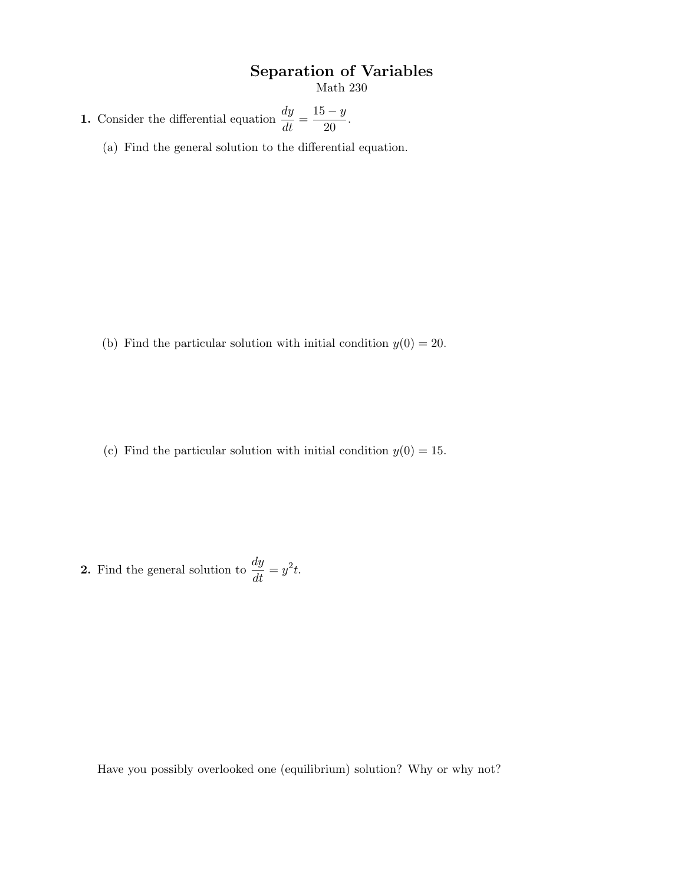# Separation of Variables

Math 230

**1.** Consider the differential equation $\dfrac{dy}{dt} = \dfrac{15 - y}{20}$.

(a) Find the general solution to the differential equation.

(b) Find the particular solution with initial condition $y(0) = 20$.

(c) Find the particular solution with initial condition $y(0) = 15$.

**2.** Find the general solution to $\dfrac{dy}{dt} = y^2 t$.

Have you possibly overlooked one (equilibrium) solution? Why or why not?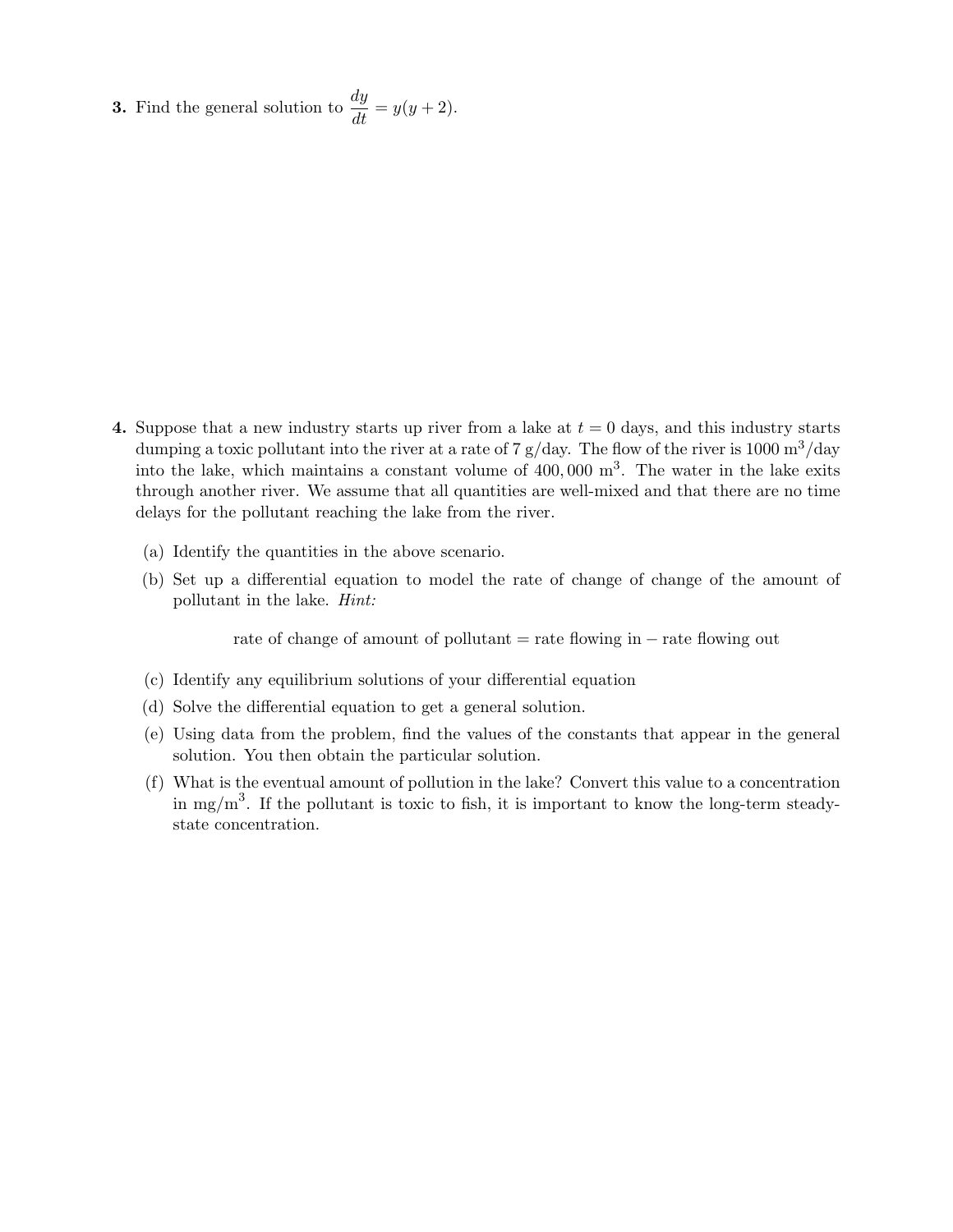**3.** Find the general solution to $\frac{dy}{dt} = y(y+2)$.

**4.** Suppose that a new industry starts up river from a lake at $t = 0$ days, and this industry starts dumping a toxic pollutant into the river at a rate of 7 g/day. The flow of the river is 1000 $\text{m}^3$/day into the lake, which maintains a constant volume of 400,000 $\text{m}^3$. The water in the lake exits through another river. We assume that all quantities are well-mixed and that there are no time delays for the pollutant reaching the lake from the river.

(a) Identify the quantities in the above scenario.

(b) Set up a differential equation to model the rate of change of change of the amount of pollutant in the lake. *Hint:*

$$\text{rate of change of amount of pollutant} = \text{rate flowing in} - \text{rate flowing out}$$

(c) Identify any equilibrium solutions of your differential equation

(d) Solve the differential equation to get a general solution.

(e) Using data from the problem, find the values of the constants that appear in the general solution. You then obtain the particular solution.

(f) What is the eventual amount of pollution in the lake? Convert this value to a concentration in $\text{mg/m}^3$. If the pollutant is toxic to fish, it is important to know the long-term steady-state concentration.